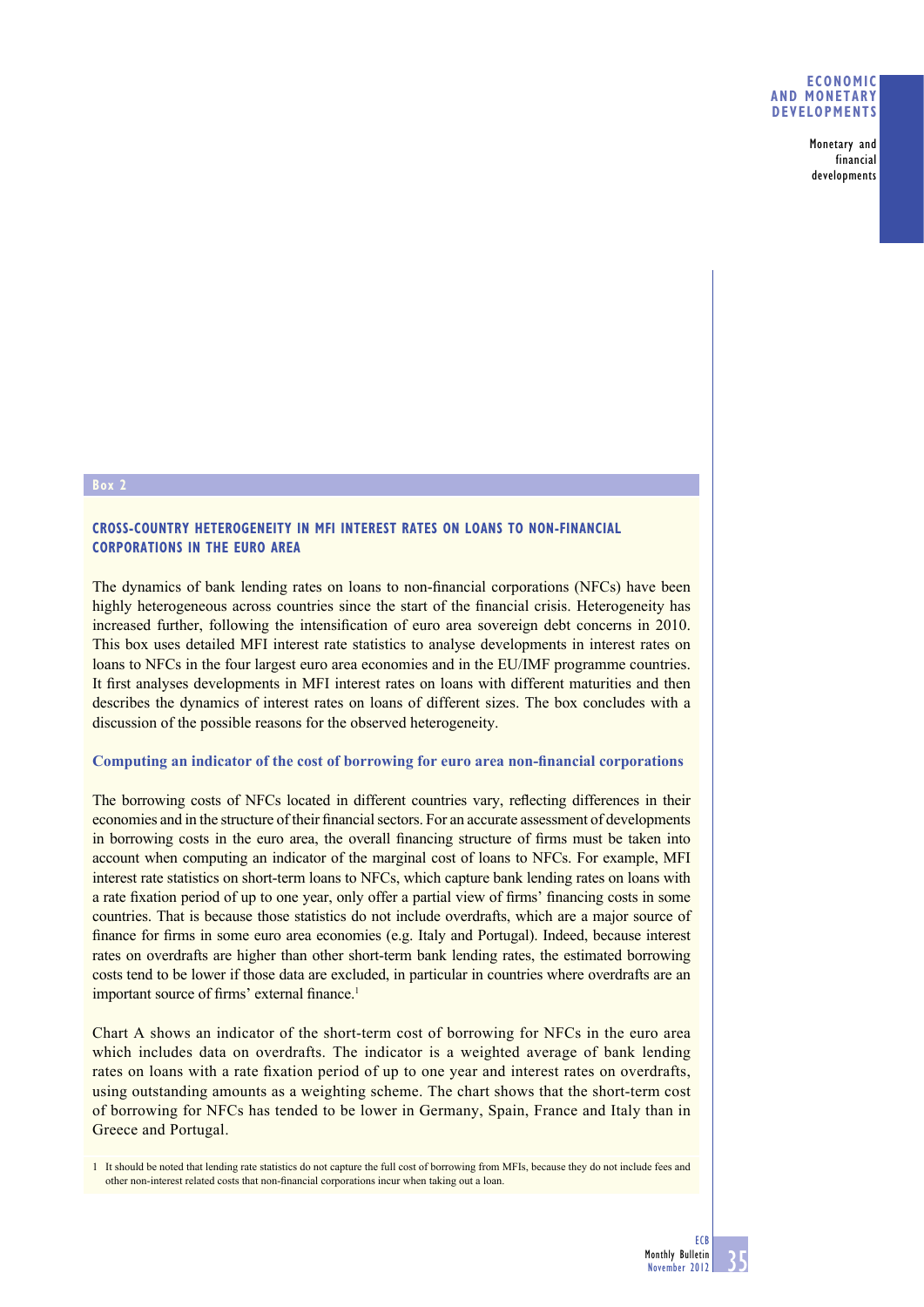Box 2

## CROSS-COUNTRY HETEROGENEITY IN MFI INTEREST RATES ON LOANS TO NON-FINANCIAL CORPORATIONS IN THE EURO AREA

The dynamics of bank lending rates on loans to non-financial corporations (NFCs) have been highly heterogeneous across countries since the start of the financial crisis. Heterogeneity has increased further, following the intensification of euro area sovereign debt concerns in 2010. This box uses detailed MFI interest rate statistics to analyse developments in interest rates on loans to NFCs in the four largest euro area economies and in the EU/IMF programme countries. It first analyses developments in MFI interest rates on loans with different maturities and then describes the dynamics of interest rates on loans of different sizes. The box concludes with a discussion of the possible reasons for the observed heterogeneity.

### Computing an indicator of the cost of borrowing for euro area non-financial corporations

The borrowing costs of NFCs located in different countries vary, reflecting differences in their economies and in the structure of their financial sectors. For an accurate assessment of developments in borrowing costs in the euro area, the overall financing structure of firms must be taken into account when computing an indicator of the marginal cost of loans to NFCs. For example, MFI interest rate statistics on short-term loans to NFCs, which capture bank lending rates on loans with a rate fixation period of up to one year, only offer a partial view of firms' financing costs in some countries. That is because those statistics do not include overdrafts, which are a major source of finance for firms in some euro area economies (e.g. Italy and Portugal). Indeed, because interest rates on overdrafts are higher than other short-term bank lending rates, the estimated borrowing costs tend to be lower if those data are excluded, in particular in countries where overdrafts are an important source of firms' external finance.[1]

Chart A shows an indicator of the short-term cost of borrowing for NFCs in the euro area which includes data on overdrafts. The indicator is a weighted average of bank lending rates on loans with a rate fixation period of up to one year and interest rates on overdrafts, using outstanding amounts as a weighting scheme. The chart shows that the short-term cost of borrowing for NFCs has tended to be lower in Germany, Spain, France and Italy than in Greece and Portugal.

1 It should be noted that lending rate statistics do not capture the full cost of borrowing from MFIs, because they do not include fees and other non-interest related costs that non-financial corporations incur when taking out a loan.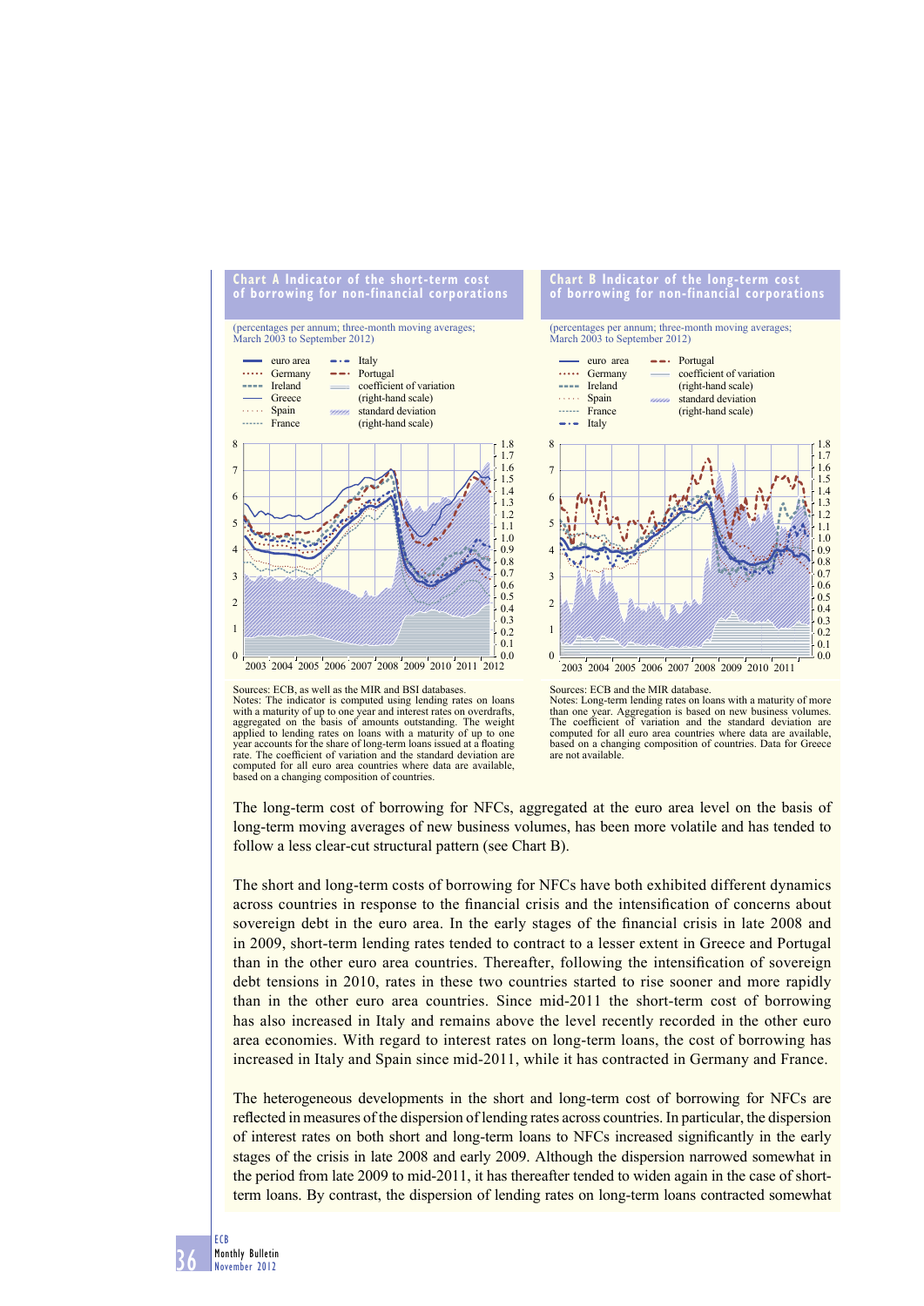**Chart A Indicator of the short-term cost of borrowing for non-financial corporations**

(percentages per annum; three-month moving averages; March 2003 to September 2012)

- euro area
- Germany
- Ireland
- Greece
- Spain
- France
- Italy
- Portugal
- coefficient of variation (right-hand scale)
- standard deviation (right-hand scale)

Sources: ECB, as well as the MIR and BSI databases.
Notes: The indicator is computed using lending rates on loans with a maturity of up to one year and interest rates on overdrafts, aggregated on the basis of amounts outstanding. The weight applied to lending rates on loans with a maturity of up to one year accounts for the share of long-term loans issued at a floating rate. The coefficient of variation and the standard deviation are computed for all euro area countries where data are available, based on a changing composition of countries.

**Chart B Indicator of the long-term cost of borrowing for non-financial corporations**

(percentages per annum; three-month moving averages; March 2003 to September 2012)

- euro area
- Germany
- Ireland
- Spain
- France
- Italy
- Portugal
- coefficient of variation (right-hand scale)
- standard deviation (right-hand scale)

Sources: ECB and the MIR database.
Notes: Long-term lending rates on loans with a maturity of more than one year. Aggregation is based on new business volumes. The coefficient of variation and the standard deviation are computed for all euro area countries where data are available, based on a changing composition of countries. Data for Greece are not available.

The long-term cost of borrowing for NFCs, aggregated at the euro area level on the basis of long-term moving averages of new business volumes, has been more volatile and has tended to follow a less clear-cut structural pattern (see Chart B).

The short and long-term costs of borrowing for NFCs have both exhibited different dynamics across countries in response to the financial crisis and the intensification of concerns about sovereign debt in the euro area. In the early stages of the financial crisis in late 2008 and in 2009, short-term lending rates tended to contract to a lesser extent in Greece and Portugal than in the other euro area countries. Thereafter, following the intensification of sovereign debt tensions in 2010, rates in these two countries started to rise sooner and more rapidly than in the other euro area countries. Since mid-2011 the short-term cost of borrowing has also increased in Italy and remains above the level recently recorded in the other euro area economies. With regard to interest rates on long-term loans, the cost of borrowing has increased in Italy and Spain since mid-2011, while it has contracted in Germany and France.

The heterogeneous developments in the short and long-term cost of borrowing for NFCs are reflected in measures of the dispersion of lending rates across countries. In particular, the dispersion of interest rates on both short and long-term loans to NFCs increased significantly in the early stages of the crisis in late 2008 and early 2009. Although the dispersion narrowed somewhat in the period from late 2009 to mid-2011, it has thereafter tended to widen again in the case of short-term loans. By contrast, the dispersion of lending rates on long-term loans contracted somewhat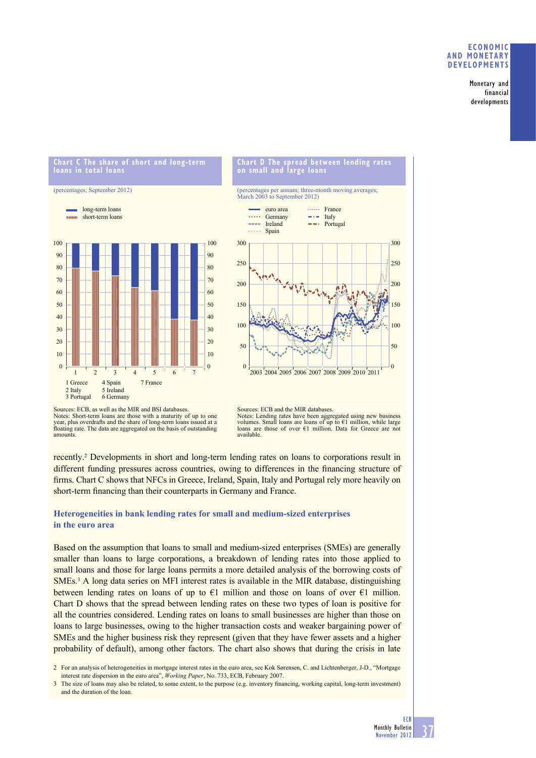**Chart C The share of short and long-term loans in total loans**

(percentages; September 2012)

- long-term loans
- short-term loans

1 Greece
2 Italy
3 Portugal
4 Spain
5 Ireland
6 Germany
7 France

Sources: ECB, as well as the MIR and BSI databases.
Notes: Short-term loans are those with a maturity of up to one year, plus overdrafts and the share of long-term loans issued at a floating rate. The data are aggregated on the basis of outstanding amounts.

**Chart D The spread between lending rates on small and large loans**

(percentages per annum; three-month moving averages; March 2003 to September 2012)

- euro area
- Germany
- Ireland
- Spain
- France
- Italy
- Portugal

Sources: ECB and the MIR databases.
Notes: Lending rates have been aggregated using new business volumes. Small loans are loans of up to €1 million, while large loans are those of over €1 million. Data for Greece are not available.

recently.[2] Developments in short and long-term lending rates on loans to corporations result in different funding pressures across countries, owing to differences in the financing structure of firms. Chart C shows that NFCs in Greece, Ireland, Spain, Italy and Portugal rely more heavily on short-term financing than their counterparts in Germany and France.

## Heterogeneities in bank lending rates for small and medium-sized enterprises in the euro area

Based on the assumption that loans to small and medium-sized enterprises (SMEs) are generally smaller than loans to large corporations, a breakdown of lending rates into those applied to small loans and those for large loans permits a more detailed analysis of the borrowing costs of SMEs.[3] A long data series on MFI interest rates is available in the MIR database, distinguishing between lending rates on loans of up to €1 million and those on loans of over €1 million. Chart D shows that the spread between lending rates on these two types of loan is positive for all the countries considered. Lending rates on loans to small businesses are higher than those on loans to large businesses, owing to the higher transaction costs and weaker bargaining power of SMEs and the higher business risk they represent (given that they have fewer assets and a higher probability of default), among other factors. The chart also shows that during the crisis in late

2 For an analysis of heterogeneities in mortgage interest rates in the euro area, see Kok Sørensen, C. and Lichtenberger, J-D., "Mortgage interest rate dispersion in the euro area", *Working Paper*, No. 733, ECB, February 2007.

3 The size of loans may also be related, to some extent, to the purpose (e.g. inventory financing, working capital, long-term investment) and the duration of the loan.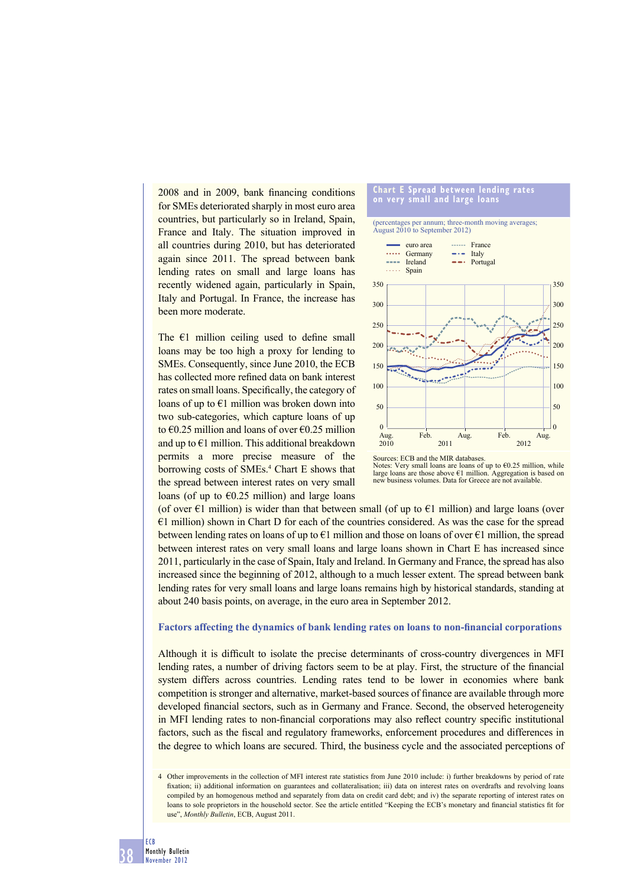2008 and in 2009, bank financing conditions for SMEs deteriorated sharply in most euro area countries, but particularly so in Ireland, Spain, France and Italy. The situation improved in all countries during 2010, but has deteriorated again since 2011. The spread between bank lending rates on small and large loans has recently widened again, particularly in Spain, Italy and Portugal. In France, the increase has been more moderate.

The €1 million ceiling used to define small loans may be too high a proxy for lending to SMEs. Consequently, since June 2010, the ECB has collected more refined data on bank interest rates on small loans. Specifically, the category of loans of up to €1 million was broken down into two sub-categories, which capture loans of up to €0.25 million and loans of over €0.25 million and up to €1 million. This additional breakdown permits a more precise measure of the borrowing costs of SMEs.[4] Chart E shows that the spread between interest rates on very small loans (of up to €0.25 million) and large loans (of over €1 million) is wider than that between small (of up to €1 million) and large loans (over €1 million) shown in Chart D for each of the countries considered. As was the case for the spread between lending rates on loans of up to €1 million and those on loans of over €1 million, the spread between interest rates on very small loans and large loans shown in Chart E has increased since 2011, particularly in the case of Spain, Italy and Ireland. In Germany and France, the spread has also increased since the beginning of 2012, although to a much lesser extent. The spread between bank lending rates for very small loans and large loans remains high by historical standards, standing at about 240 basis points, on average, in the euro area in September 2012.

**Chart E Spread between lending rates on very small and large loans**

(percentages per annum; three-month moving averages; August 2010 to September 2012)

Legend: euro area; Germany; Ireland; Spain; France; Italy; Portugal

Sources: ECB and the MIR databases.
Notes: Very small loans are loans of up to €0.25 million, while large loans are those above €1 million. Aggregation is based on new business volumes. Data for Greece are not available.

## Factors affecting the dynamics of bank lending rates on loans to non-financial corporations

Although it is difficult to isolate the precise determinants of cross-country divergences in MFI lending rates, a number of driving factors seem to be at play. First, the structure of the financial system differs across countries. Lending rates tend to be lower in economies where bank competition is stronger and alternative, market-based sources of finance are available through more developed financial sectors, such as in Germany and France. Second, the observed heterogeneity in MFI lending rates to non-financial corporations may also reflect country specific institutional factors, such as the fiscal and regulatory frameworks, enforcement procedures and differences in the degree to which loans are secured. Third, the business cycle and the associated perceptions of

4 Other improvements in the collection of MFI interest rate statistics from June 2010 include: i) further breakdowns by period of rate fixation; ii) additional information on guarantees and collateralisation; iii) data on interest rates on overdrafts and revolving loans compiled by an homogenous method and separately from data on credit card debt; and iv) the separate reporting of interest rates on loans to sole proprietors in the household sector. See the article entitled "Keeping the ECB's monetary and financial statistics fit for use", *Monthly Bulletin*, ECB, August 2011.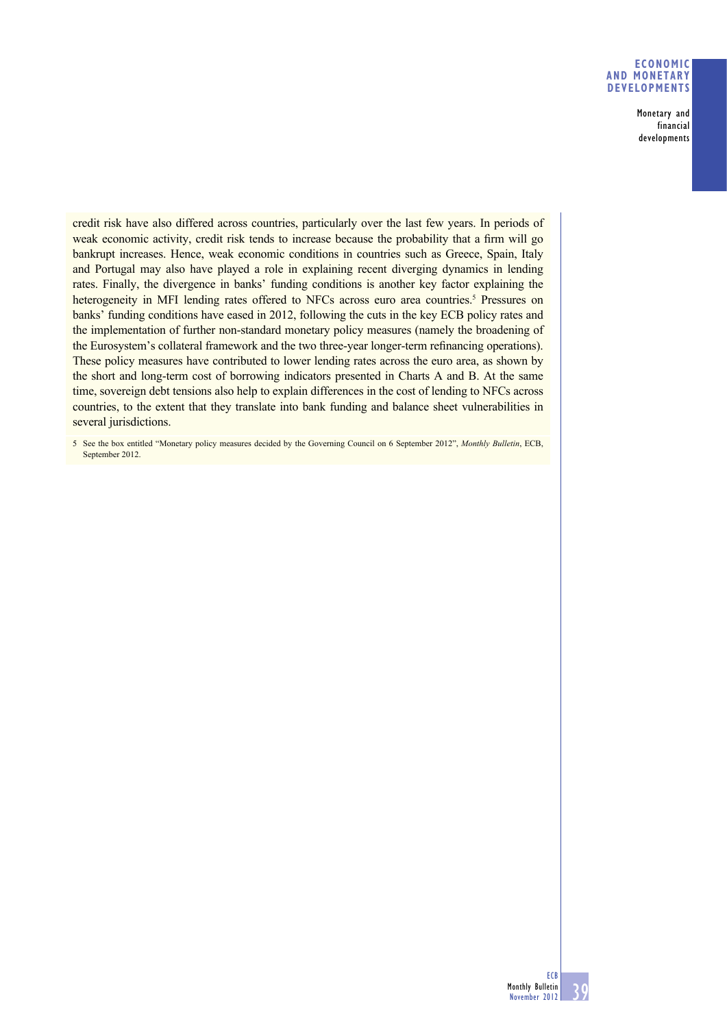credit risk have also differed across countries, particularly over the last few years. In periods of weak economic activity, credit risk tends to increase because the probability that a firm will go bankrupt increases. Hence, weak economic conditions in countries such as Greece, Spain, Italy and Portugal may also have played a role in explaining recent diverging dynamics in lending rates. Finally, the divergence in banks' funding conditions is another key factor explaining the heterogeneity in MFI lending rates offered to NFCs across euro area countries.[5] Pressures on banks' funding conditions have eased in 2012, following the cuts in the key ECB policy rates and the implementation of further non-standard monetary policy measures (namely the broadening of the Eurosystem's collateral framework and the two three-year longer-term refinancing operations). These policy measures have contributed to lower lending rates across the euro area, as shown by the short and long-term cost of borrowing indicators presented in Charts A and B. At the same time, sovereign debt tensions also help to explain differences in the cost of lending to NFCs across countries, to the extent that they translate into bank funding and balance sheet vulnerabilities in several jurisdictions.

5 See the box entitled "Monetary policy measures decided by the Governing Council on 6 September 2012", *Monthly Bulletin*, ECB, September 2012.